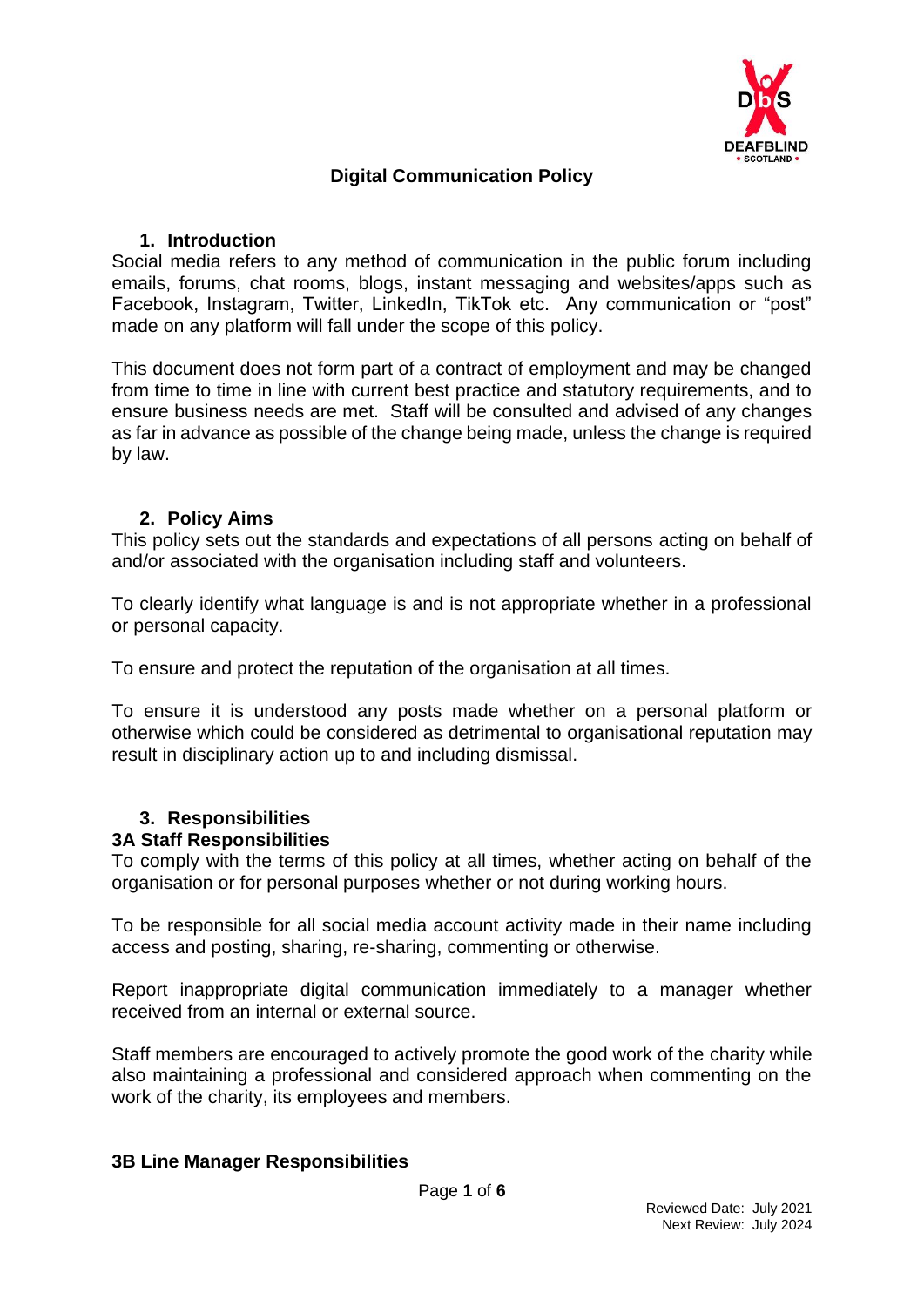# Digital Communication Policy

## 1. Introduction

Social media refers to any method of communication in the public forum including emails, forums, chat rooms, blogs, instant messaging and websites/apps such as Facebook, Instagram, Twitter, LinkedIn, TikTok etc. Any communication or "post" made on any platform will fall under the scope of this policy.

This document does not form part of a contract of employment and may be changed from time to time in line with current best practice and statutory requirements, and to ensure business needs are met. Staff will be consulted and advised of any changes as far in advance as possible of the change being made, unless the change is required by law.

## 2. Policy Aims

This policy sets out the standards and expectations of all persons acting on behalf of and/or associated with the organisation including staff and volunteers.

To clearly identify what language is and is not appropriate whether in a professional or personal capacity.

To ensure and protect the reputation of the organisation at all times.

To ensure it is understood any posts made whether on a personal platform or otherwise which could be considered as detrimental to organisational reputation may result in disciplinary action up to and including dismissal.

## 3. Responsibilities

### 3A Staff Responsibilities

To comply with the terms of this policy at all times, whether acting on behalf of the organisation or for personal purposes whether or not during working hours.

To be responsible for all social media account activity made in their name including access and posting, sharing, re-sharing, commenting or otherwise.

Report inappropriate digital communication immediately to a manager whether received from an internal or external source.

Staff members are encouraged to actively promote the good work of the charity while also maintaining a professional and considered approach when commenting on the work of the charity, its employees and members.

### 3B Line Manager Responsibilities

Reviewed Date: July 2021
Next Review: July 2024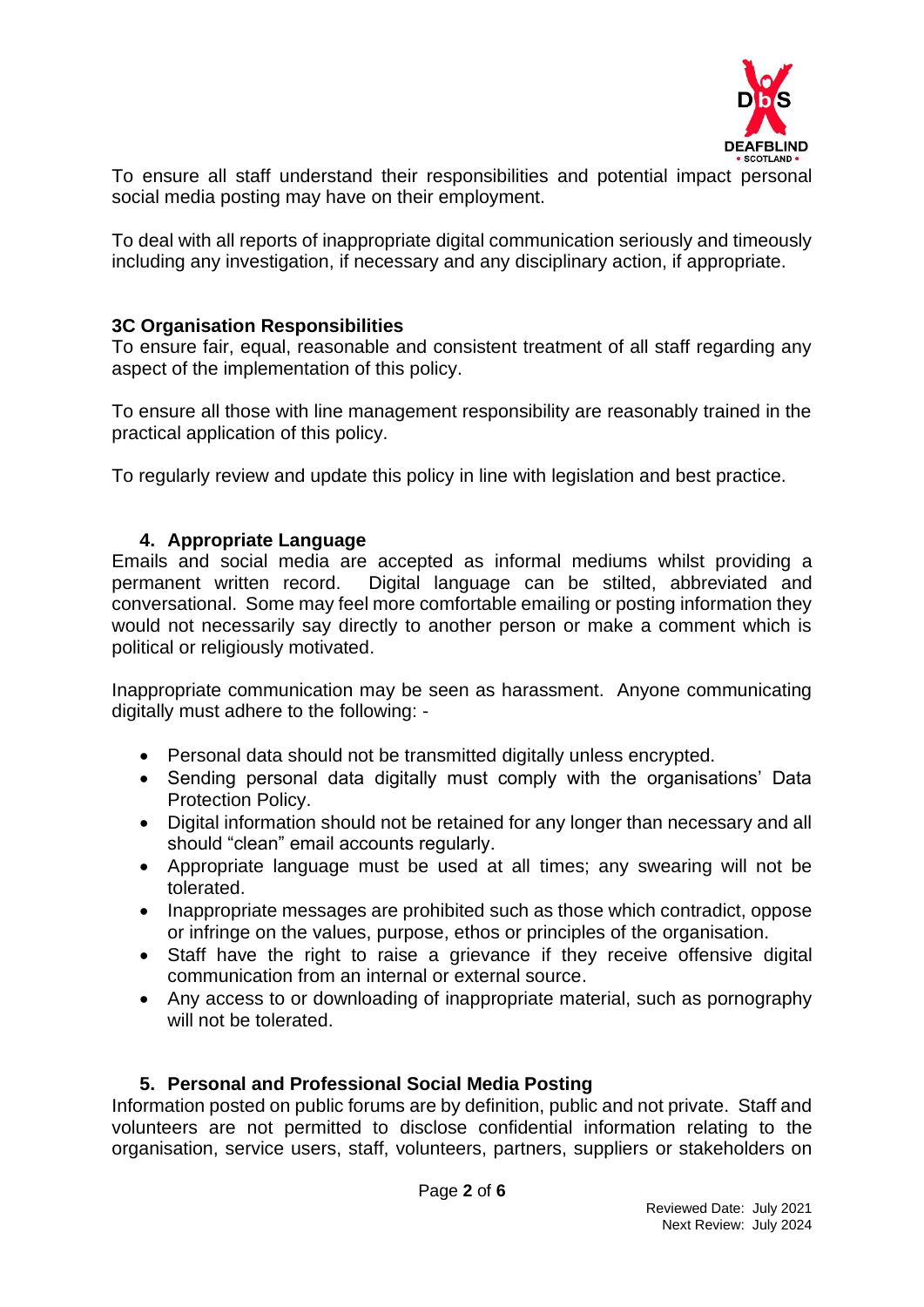To ensure all staff understand their responsibilities and potential impact personal social media posting may have on their employment.

To deal with all reports of inappropriate digital communication seriously and timeously including any investigation, if necessary and any disciplinary action, if appropriate.

**3C Organisation Responsibilities**

To ensure fair, equal, reasonable and consistent treatment of all staff regarding any aspect of the implementation of this policy.

To ensure all those with line management responsibility are reasonably trained in the practical application of this policy.

To regularly review and update this policy in line with legislation and best practice.

## 4. Appropriate Language

Emails and social media are accepted as informal mediums whilst providing a permanent written record. Digital language can be stilted, abbreviated and conversational. Some may feel more comfortable emailing or posting information they would not necessarily say directly to another person or make a comment which is political or religiously motivated.

Inappropriate communication may be seen as harassment. Anyone communicating digitally must adhere to the following: -

- Personal data should not be transmitted digitally unless encrypted.
- Sending personal data digitally must comply with the organisations' Data Protection Policy.
- Digital information should not be retained for any longer than necessary and all should "clean" email accounts regularly.
- Appropriate language must be used at all times; any swearing will not be tolerated.
- Inappropriate messages are prohibited such as those which contradict, oppose or infringe on the values, purpose, ethos or principles of the organisation.
- Staff have the right to raise a grievance if they receive offensive digital communication from an internal or external source.
- Any access to or downloading of inappropriate material, such as pornography will not be tolerated.

## 5. Personal and Professional Social Media Posting

Information posted on public forums are by definition, public and not private. Staff and volunteers are not permitted to disclose confidential information relating to the organisation, service users, staff, volunteers, partners, suppliers or stakeholders on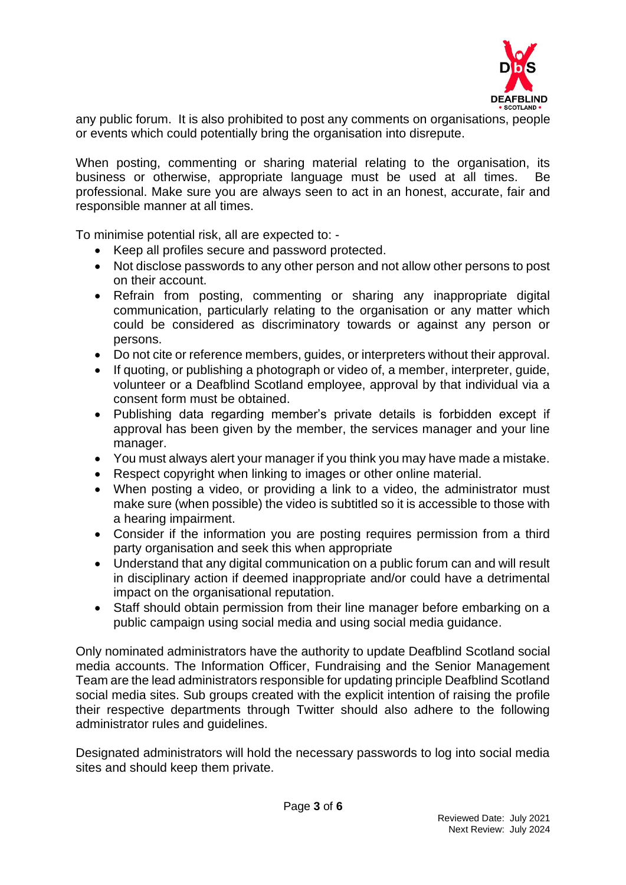any public forum. It is also prohibited to post any comments on organisations, people or events which could potentially bring the organisation into disrepute.

When posting, commenting or sharing material relating to the organisation, its business or otherwise, appropriate language must be used at all times. Be professional. Make sure you are always seen to act in an honest, accurate, fair and responsible manner at all times.

To minimise potential risk, all are expected to: -

- Keep all profiles secure and password protected.
- Not disclose passwords to any other person and not allow other persons to post on their account.
- Refrain from posting, commenting or sharing any inappropriate digital communication, particularly relating to the organisation or any matter which could be considered as discriminatory towards or against any person or persons.
- Do not cite or reference members, guides, or interpreters without their approval.
- If quoting, or publishing a photograph or video of, a member, interpreter, guide, volunteer or a Deafblind Scotland employee, approval by that individual via a consent form must be obtained.
- Publishing data regarding member's private details is forbidden except if approval has been given by the member, the services manager and your line manager.
- You must always alert your manager if you think you may have made a mistake.
- Respect copyright when linking to images or other online material.
- When posting a video, or providing a link to a video, the administrator must make sure (when possible) the video is subtitled so it is accessible to those with a hearing impairment.
- Consider if the information you are posting requires permission from a third party organisation and seek this when appropriate
- Understand that any digital communication on a public forum can and will result in disciplinary action if deemed inappropriate and/or could have a detrimental impact on the organisational reputation.
- Staff should obtain permission from their line manager before embarking on a public campaign using social media and using social media guidance.

Only nominated administrators have the authority to update Deafblind Scotland social media accounts. The Information Officer, Fundraising and the Senior Management Team are the lead administrators responsible for updating principle Deafblind Scotland social media sites. Sub groups created with the explicit intention of raising the profile their respective departments through Twitter should also adhere to the following administrator rules and guidelines.

Designated administrators will hold the necessary passwords to log into social media sites and should keep them private.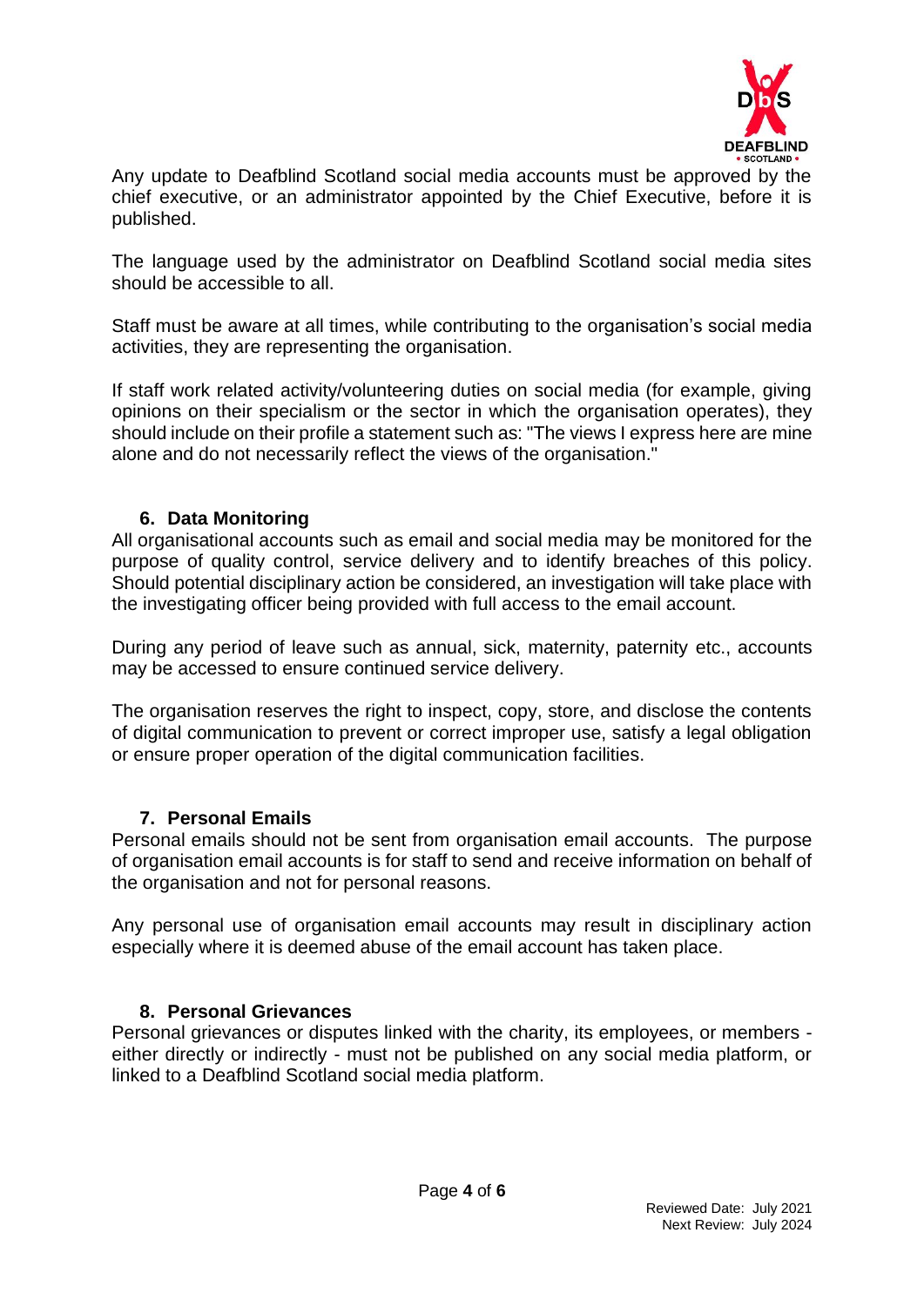Any update to Deafblind Scotland social media accounts must be approved by the chief executive, or an administrator appointed by the Chief Executive, before it is published.

The language used by the administrator on Deafblind Scotland social media sites should be accessible to all.

Staff must be aware at all times, while contributing to the organisation's social media activities, they are representing the organisation.

If staff work related activity/volunteering duties on social media (for example, giving opinions on their specialism or the sector in which the organisation operates), they should include on their profile a statement such as: "The views I express here are mine alone and do not necessarily reflect the views of the organisation."

## 6. Data Monitoring

All organisational accounts such as email and social media may be monitored for the purpose of quality control, service delivery and to identify breaches of this policy. Should potential disciplinary action be considered, an investigation will take place with the investigating officer being provided with full access to the email account.

During any period of leave such as annual, sick, maternity, paternity etc., accounts may be accessed to ensure continued service delivery.

The organisation reserves the right to inspect, copy, store, and disclose the contents of digital communication to prevent or correct improper use, satisfy a legal obligation or ensure proper operation of the digital communication facilities.

## 7. Personal Emails

Personal emails should not be sent from organisation email accounts. The purpose of organisation email accounts is for staff to send and receive information on behalf of the organisation and not for personal reasons.

Any personal use of organisation email accounts may result in disciplinary action especially where it is deemed abuse of the email account has taken place.

## 8. Personal Grievances

Personal grievances or disputes linked with the charity, its employees, or members - either directly or indirectly - must not be published on any social media platform, or linked to a Deafblind Scotland social media platform.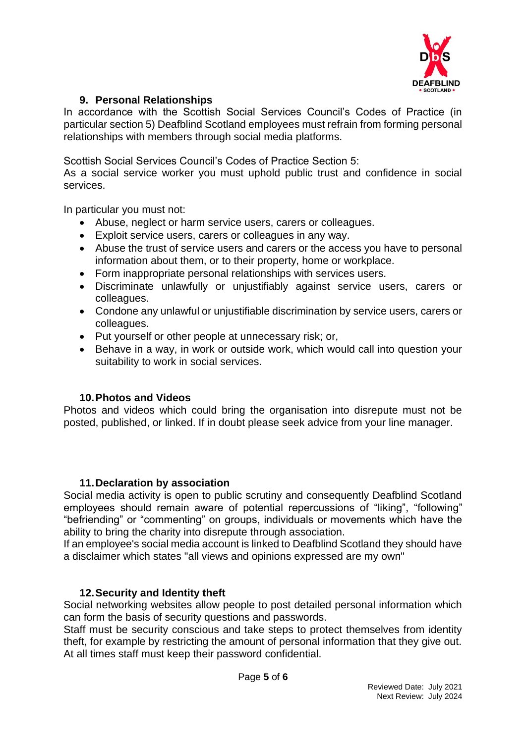## 9. Personal Relationships

In accordance with the Scottish Social Services Council's Codes of Practice (in particular section 5) Deafblind Scotland employees must refrain from forming personal relationships with members through social media platforms.

Scottish Social Services Council's Codes of Practice Section 5:
As a social service worker you must uphold public trust and confidence in social services.

In particular you must not:

- Abuse, neglect or harm service users, carers or colleagues.
- Exploit service users, carers or colleagues in any way.
- Abuse the trust of service users and carers or the access you have to personal information about them, or to their property, home or workplace.
- Form inappropriate personal relationships with services users.
- Discriminate unlawfully or unjustifiably against service users, carers or colleagues.
- Condone any unlawful or unjustifiable discrimination by service users, carers or colleagues.
- Put yourself or other people at unnecessary risk; or,
- Behave in a way, in work or outside work, which would call into question your suitability to work in social services.

## 10. Photos and Videos

Photos and videos which could bring the organisation into disrepute must not be posted, published, or linked. If in doubt please seek advice from your line manager.

## 11. Declaration by association

Social media activity is open to public scrutiny and consequently Deafblind Scotland employees should remain aware of potential repercussions of "liking", "following" "befriending" or "commenting" on groups, individuals or movements which have the ability to bring the charity into disrepute through association.
If an employee's social media account is linked to Deafblind Scotland they should have a disclaimer which states "all views and opinions expressed are my own"

## 12. Security and Identity theft

Social networking websites allow people to post detailed personal information which can form the basis of security questions and passwords.
Staff must be security conscious and take steps to protect themselves from identity theft, for example by restricting the amount of personal information that they give out. At all times staff must keep their password confidential.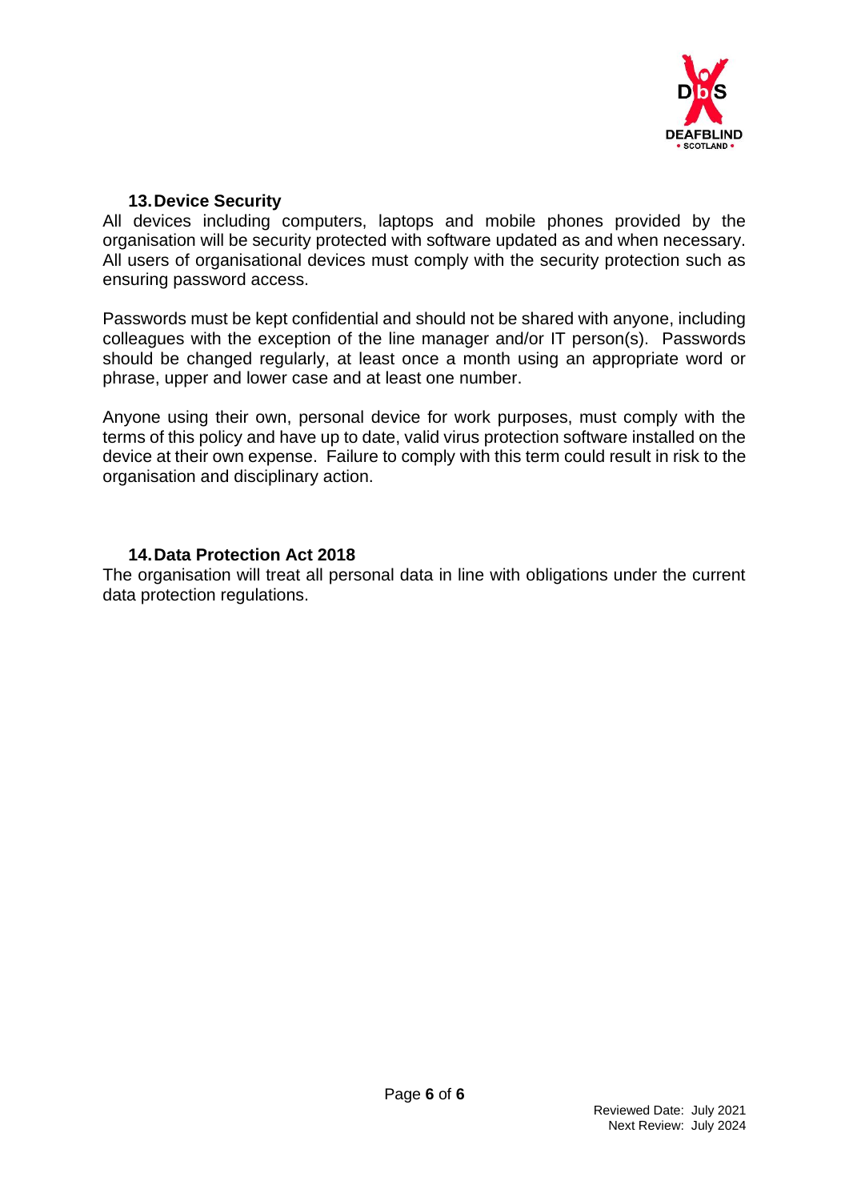## 13. Device Security

All devices including computers, laptops and mobile phones provided by the organisation will be security protected with software updated as and when necessary. All users of organisational devices must comply with the security protection such as ensuring password access.

Passwords must be kept confidential and should not be shared with anyone, including colleagues with the exception of the line manager and/or IT person(s). Passwords should be changed regularly, at least once a month using an appropriate word or phrase, upper and lower case and at least one number.

Anyone using their own, personal device for work purposes, must comply with the terms of this policy and have up to date, valid virus protection software installed on the device at their own expense. Failure to comply with this term could result in risk to the organisation and disciplinary action.

## 14. Data Protection Act 2018

The organisation will treat all personal data in line with obligations under the current data protection regulations.

Reviewed Date: July 2021
Next Review: July 2024